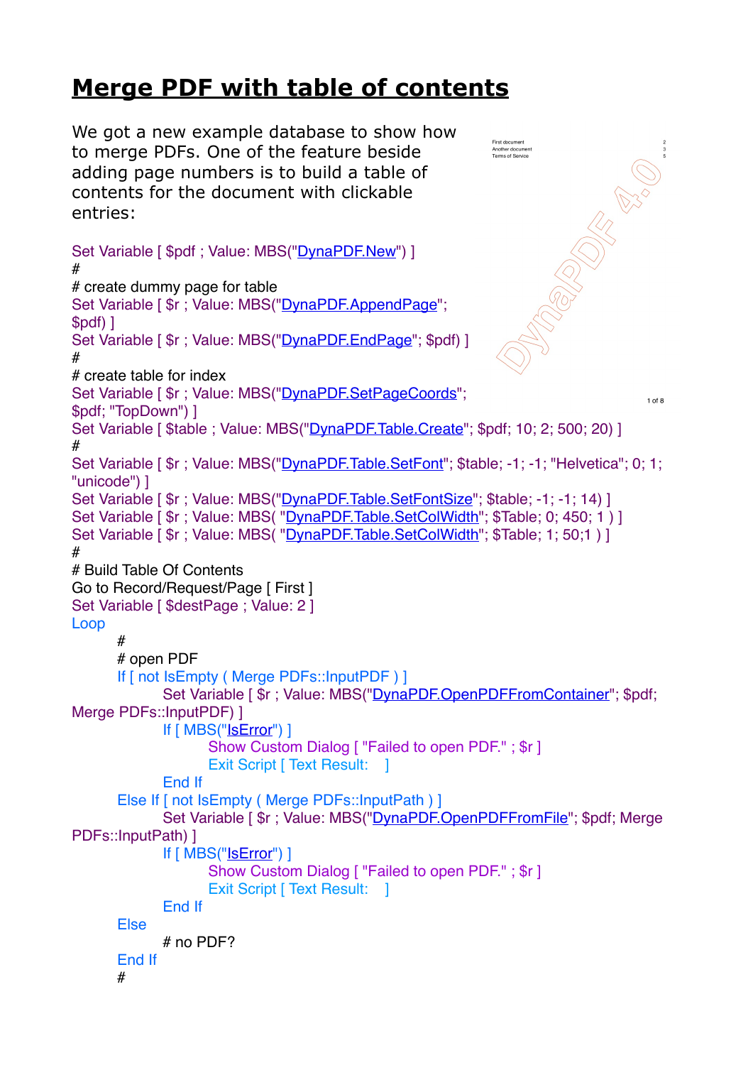# Merge PDF with table of contents

We got a new example database to show how to merge PDFs. One of the feature beside adding page numbers is to build a table of contents for the document with clickable entries:

```
Set Variable [ $pdf ; Value: MBS("DynaPDF.New") ]
#
# create dummy page for table
Set Variable [ $r ; Value: MBS("DynaPDF.AppendPage"; $pdf) ]
Set Variable [ $r ; Value: MBS("DynaPDF.EndPage"; $pdf) ]
#
# create table for index
Set Variable [ $r ; Value: MBS("DynaPDF.SetPageCoords"; $pdf; "TopDown") ]
Set Variable [ $table ; Value: MBS("DynaPDF.Table.Create"; $pdf; 10; 2; 500; 20) ]
#
Set Variable [ $r ; Value: MBS("DynaPDF.Table.SetFont"; $table; -1; -1; "Helvetica"; 0; 1; "unicode") ]
Set Variable [ $r ; Value: MBS("DynaPDF.Table.SetFontSize"; $table; -1; -1; 14) ]
Set Variable [ $r ; Value: MBS( "DynaPDF.Table.SetColWidth"; $Table; 0; 450; 1 ) ]
Set Variable [ $r ; Value: MBS( "DynaPDF.Table.SetColWidth"; $Table; 1; 50;1 ) ]
#
# Build Table Of Contents
Go to Record/Request/Page [ First ]
Set Variable [ $destPage ; Value: 2 ]
Loop
	#
	# open PDF
	If [ not IsEmpty ( Merge PDFs::InputPDF ) ]
		Set Variable [ $r ; Value: MBS("DynaPDF.OpenPDFFromContainer"; $pdf; Merge PDFs::InputPDF) ]
		If [ MBS("IsError") ]
			Show Custom Dialog [ "Failed to open PDF." ; $r ]
			Exit Script [ Text Result:    ]
		End If
	Else If [ not IsEmpty ( Merge PDFs::InputPath ) ]
		Set Variable [ $r ; Value: MBS("DynaPDF.OpenPDFFromFile"; $pdf; Merge PDFs::InputPath) ]
		If [ MBS("IsError") ]
			Show Custom Dialog [ "Failed to open PDF." ; $r ]
			Exit Script [ Text Result:    ]
		End If
	Else
		# no PDF?
	End If
	#
```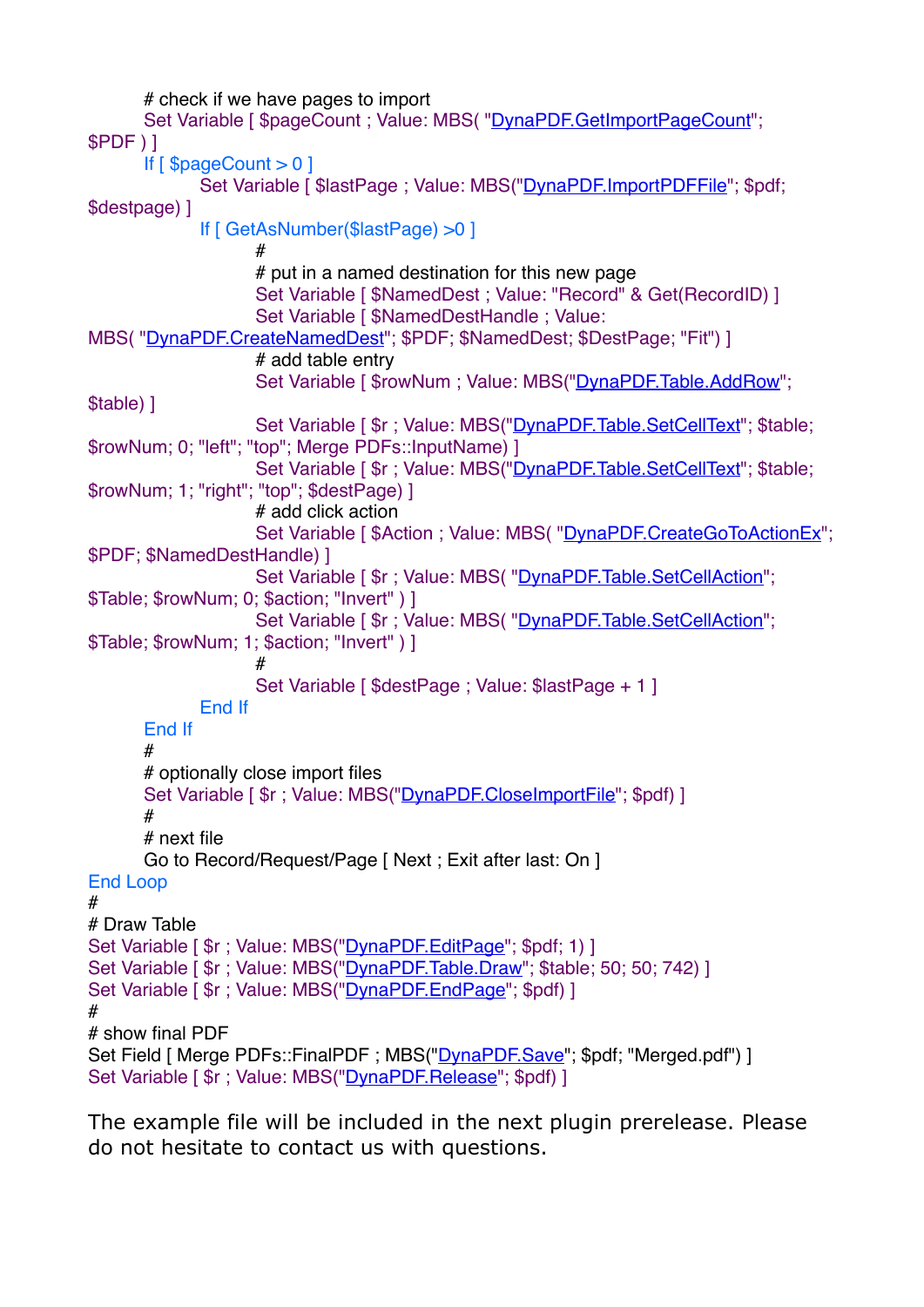```
		# check if we have pages to import
		Set Variable [ $pageCount ; Value: MBS( "DynaPDF.GetImportPageCount"; $PDF ) ]
		If [ $pageCount > 0 ]
			Set Variable [ $lastPage ; Value: MBS("DynaPDF.ImportPDFFile"; $pdf; $destpage) ]
			If [ GetAsNumber($lastPage) >0 ]
				#
				# put in a named destination for this new page
				Set Variable [ $NamedDest ; Value: "Record" & Get(RecordID) ]
				Set Variable [ $NamedDestHandle ; Value: MBS( "DynaPDF.CreateNamedDest"; $PDF; $NamedDest; $DestPage; "Fit") ]
				# add table entry
				Set Variable [ $rowNum ; Value: MBS("DynaPDF.Table.AddRow"; $table) ]
				Set Variable [ $r ; Value: MBS("DynaPDF.Table.SetCellText"; $table; $rowNum; 0; "left"; "top"; Merge PDFs::InputName) ]
				Set Variable [ $r ; Value: MBS("DynaPDF.Table.SetCellText"; $table; $rowNum; 1; "right"; "top"; $destPage) ]
				# add click action
				Set Variable [ $Action ; Value: MBS( "DynaPDF.CreateGoToActionEx"; $PDF; $NamedDestHandle) ]
				Set Variable [ $r ; Value: MBS( "DynaPDF.Table.SetCellAction"; $Table; $rowNum; 0; $action; "Invert" ) ]
				Set Variable [ $r ; Value: MBS( "DynaPDF.Table.SetCellAction"; $Table; $rowNum; 1; $action; "Invert" ) ]
				#
				Set Variable [ $destPage ; Value: $lastPage + 1 ]
			End If
		End If
		#
		# optionally close import files
		Set Variable [ $r ; Value: MBS("DynaPDF.CloseImportFile"; $pdf) ]
		#
		# next file
		Go to Record/Request/Page [ Next ; Exit after last: On ]
End Loop
#
# Draw Table
Set Variable [ $r ; Value: MBS("DynaPDF.EditPage"; $pdf; 1) ]
Set Variable [ $r ; Value: MBS("DynaPDF.Table.Draw"; $table; 50; 50; 742) ]
Set Variable [ $r ; Value: MBS("DynaPDF.EndPage"; $pdf) ]
#
# show final PDF
Set Field [ Merge PDFs::FinalPDF ; MBS("DynaPDF.Save"; $pdf; "Merged.pdf") ]
Set Variable [ $r ; Value: MBS("DynaPDF.Release"; $pdf) ]
```

The example file will be included in the next plugin prerelease. Please do not hesitate to contact us with questions.